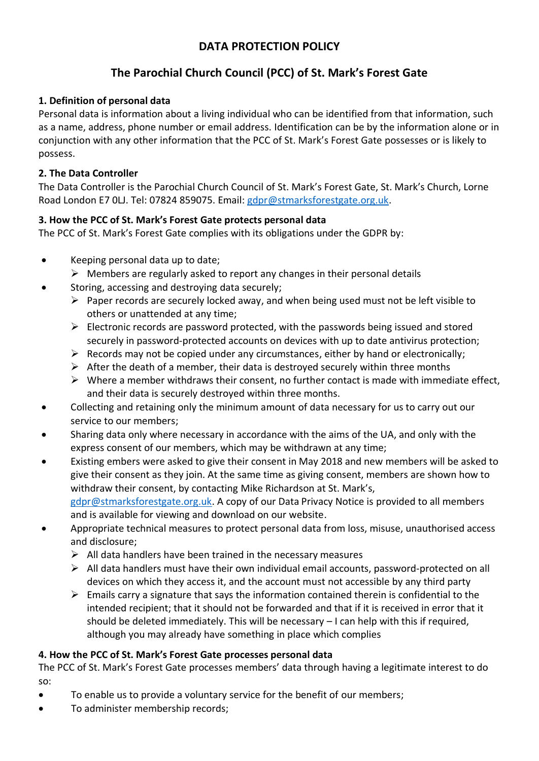# DATA PROTECTION POLICY

## The Parochial Church Council (PCC) of St. Mark's Forest Gate

**1. Definition of personal data**
Personal data is information about a living individual who can be identified from that information, such as a name, address, phone number or email address. Identification can be by the information alone or in conjunction with any other information that the PCC of St. Mark's Forest Gate possesses or is likely to possess.

**2. The Data Controller**
The Data Controller is the Parochial Church Council of St. Mark's Forest Gate, St. Mark's Church, Lorne Road London E7 0LJ. Tel: 07824 859075. Email: gdpr@stmarksforestgate.org.uk.

**3. How the PCC of St. Mark's Forest Gate protects personal data**
The PCC of St. Mark's Forest Gate complies with its obligations under the GDPR by:

- Keeping personal data up to date;
  - Members are regularly asked to report any changes in their personal details
- Storing, accessing and destroying data securely;
  - Paper records are securely locked away, and when being used must not be left visible to others or unattended at any time;
  - Electronic records are password protected, with the passwords being issued and stored securely in password-protected accounts on devices with up to date antivirus protection;
  - Records may not be copied under any circumstances, either by hand or electronically;
  - After the death of a member, their data is destroyed securely within three months
  - Where a member withdraws their consent, no further contact is made with immediate effect, and their data is securely destroyed within three months.
- Collecting and retaining only the minimum amount of data necessary for us to carry out our service to our members;
- Sharing data only where necessary in accordance with the aims of the UA, and only with the express consent of our members, which may be withdrawn at any time;
- Existing embers were asked to give their consent in May 2018 and new members will be asked to give their consent as they join. At the same time as giving consent, members are shown how to withdraw their consent, by contacting Mike Richardson at St. Mark's, gdpr@stmarksforestgate.org.uk. A copy of our Data Privacy Notice is provided to all members and is available for viewing and download on our website.
- Appropriate technical measures to protect personal data from loss, misuse, unauthorised access and disclosure;
  - All data handlers have been trained in the necessary measures
  - All data handlers must have their own individual email accounts, password-protected on all devices on which they access it, and the account must not accessible by any third party
  - Emails carry a signature that says the information contained therein is confidential to the intended recipient; that it should not be forwarded and that if it is received in error that it should be deleted immediately. This will be necessary – I can help with this if required, although you may already have something in place which complies

**4. How the PCC of St. Mark's Forest Gate processes personal data**
The PCC of St. Mark's Forest Gate processes members' data through having a legitimate interest to do so:

- To enable us to provide a voluntary service for the benefit of our members;
- To administer membership records;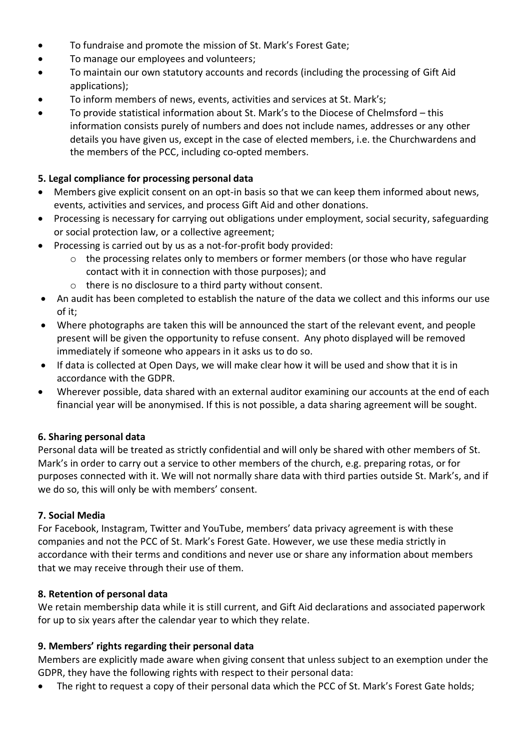- To fundraise and promote the mission of St. Mark's Forest Gate;
- To manage our employees and volunteers;
- To maintain our own statutory accounts and records (including the processing of Gift Aid applications);
- To inform members of news, events, activities and services at St. Mark's;
- To provide statistical information about St. Mark's to the Diocese of Chelmsford – this information consists purely of numbers and does not include names, addresses or any other details you have given us, except in the case of elected members, i.e. the Churchwardens and the members of the PCC, including co-opted members.

**5. Legal compliance for processing personal data**

- Members give explicit consent on an opt-in basis so that we can keep them informed about news, events, activities and services, and process Gift Aid and other donations.
- Processing is necessary for carrying out obligations under employment, social security, safeguarding or social protection law, or a collective agreement;
- Processing is carried out by us as a not-for-profit body provided:
    - the processing relates only to members or former members (or those who have regular contact with it in connection with those purposes); and
    - there is no disclosure to a third party without consent.
- An audit has been completed to establish the nature of the data we collect and this informs our use of it;
- Where photographs are taken this will be announced the start of the relevant event, and people present will be given the opportunity to refuse consent. Any photo displayed will be removed immediately if someone who appears in it asks us to do so.
- If data is collected at Open Days, we will make clear how it will be used and show that it is in accordance with the GDPR.
- Wherever possible, data shared with an external auditor examining our accounts at the end of each financial year will be anonymised. If this is not possible, a data sharing agreement will be sought.

**6. Sharing personal data**

Personal data will be treated as strictly confidential and will only be shared with other members of St. Mark's in order to carry out a service to other members of the church, e.g. preparing rotas, or for purposes connected with it. We will not normally share data with third parties outside St. Mark's, and if we do so, this will only be with members' consent.

**7. Social Media**

For Facebook, Instagram, Twitter and YouTube, members' data privacy agreement is with these companies and not the PCC of St. Mark's Forest Gate. However, we use these media strictly in accordance with their terms and conditions and never use or share any information about members that we may receive through their use of them.

**8. Retention of personal data**

We retain membership data while it is still current, and Gift Aid declarations and associated paperwork for up to six years after the calendar year to which they relate.

**9. Members' rights regarding their personal data**

Members are explicitly made aware when giving consent that unless subject to an exemption under the GDPR, they have the following rights with respect to their personal data:

- The right to request a copy of their personal data which the PCC of St. Mark's Forest Gate holds;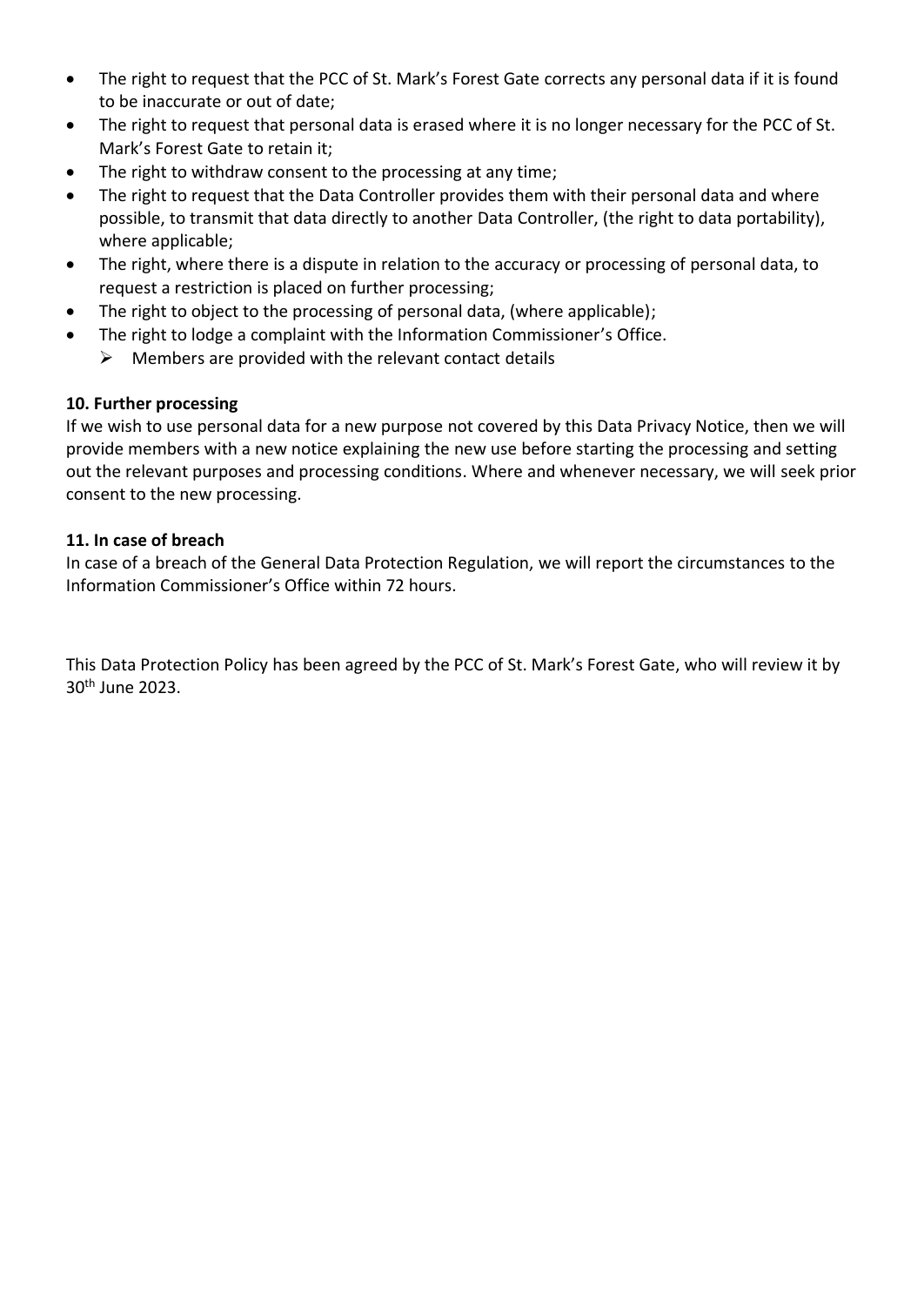- The right to request that the PCC of St. Mark's Forest Gate corrects any personal data if it is found to be inaccurate or out of date;
- The right to request that personal data is erased where it is no longer necessary for the PCC of St. Mark's Forest Gate to retain it;
- The right to withdraw consent to the processing at any time;
- The right to request that the Data Controller provides them with their personal data and where possible, to transmit that data directly to another Data Controller, (the right to data portability), where applicable;
- The right, where there is a dispute in relation to the accuracy or processing of personal data, to request a restriction is placed on further processing;
- The right to object to the processing of personal data, (where applicable);
- The right to lodge a complaint with the Information Commissioner's Office.
  - Members are provided with the relevant contact details

**10. Further processing**

If we wish to use personal data for a new purpose not covered by this Data Privacy Notice, then we will provide members with a new notice explaining the new use before starting the processing and setting out the relevant purposes and processing conditions. Where and whenever necessary, we will seek prior consent to the new processing.

**11. In case of breach**

In case of a breach of the General Data Protection Regulation, we will report the circumstances to the Information Commissioner's Office within 72 hours.

This Data Protection Policy has been agreed by the PCC of St. Mark's Forest Gate, who will review it by 30th June 2023.